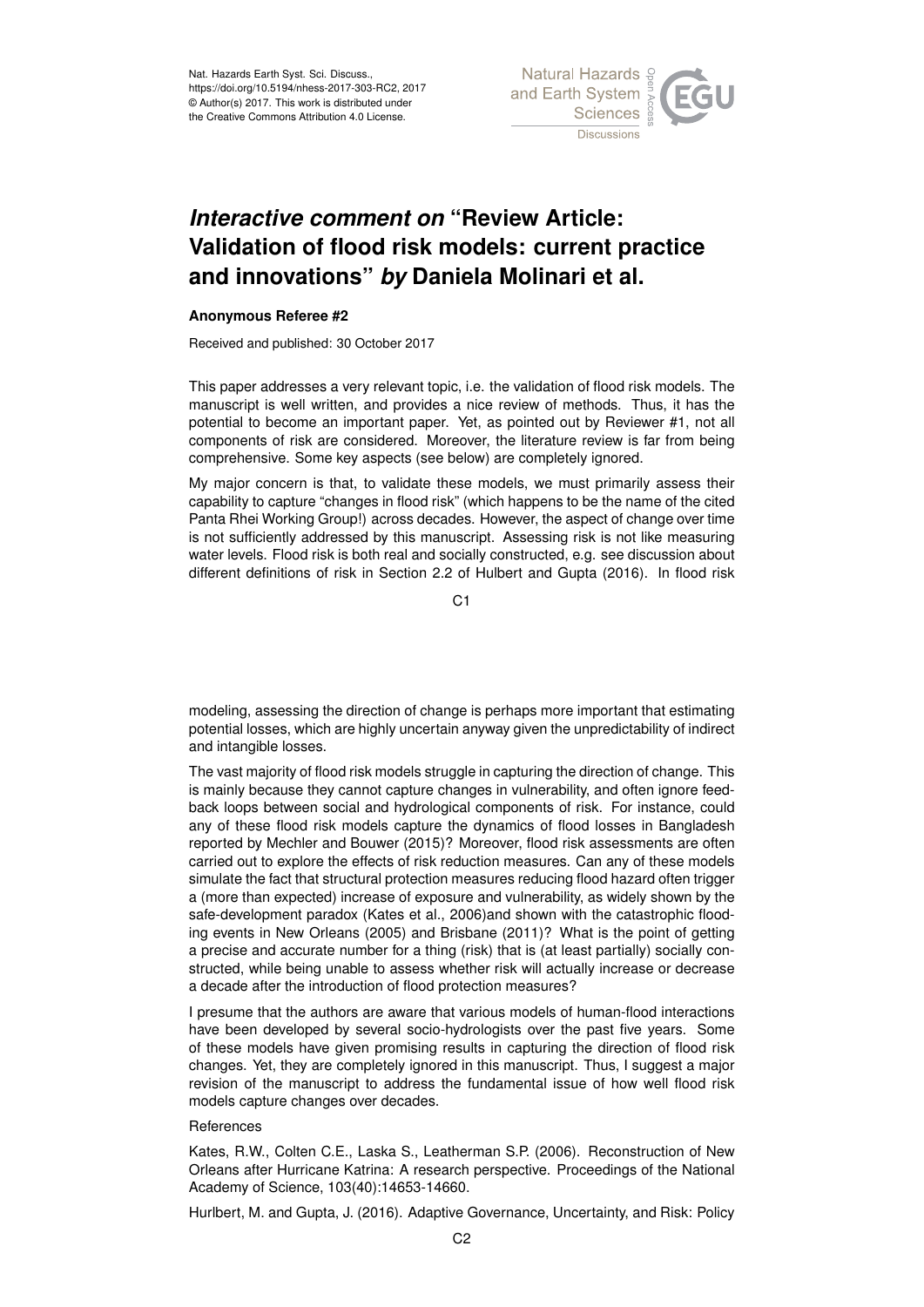# *Interactive comment on* "Review Article: Validation of flood risk models: current practice and innovations" *by* Daniela Molinari et al.

**Anonymous Referee #2**

Received and published: 30 October 2017

This paper addresses a very relevant topic, i.e. the validation of flood risk models. The manuscript is well written, and provides a nice review of methods. Thus, it has the potential to become an important paper. Yet, as pointed out by Reviewer #1, not all components of risk are considered. Moreover, the literature review is far from being comprehensive. Some key aspects (see below) are completely ignored.

My major concern is that, to validate these models, we must primarily assess their capability to capture "changes in flood risk" (which happens to be the name of the cited Panta Rhei Working Group!) across decades. However, the aspect of change over time is not sufficiently addressed by this manuscript. Assessing risk is not like measuring water levels. Flood risk is both real and socially constructed, e.g. see discussion about different definitions of risk in Section 2.2 of Hulbert and Gupta (2016). In flood risk modeling, assessing the direction of change is perhaps more important that estimating potential losses, which are highly uncertain anyway given the unpredictability of indirect and intangible losses.

The vast majority of flood risk models struggle in capturing the direction of change. This is mainly because they cannot capture changes in vulnerability, and often ignore feedback loops between social and hydrological components of risk. For instance, could any of these flood risk models capture the dynamics of flood losses in Bangladesh reported by Mechler and Bouwer (2015)? Moreover, flood risk assessments are often carried out to explore the effects of risk reduction measures. Can any of these models simulate the fact that structural protection measures reducing flood hazard often trigger a (more than expected) increase of exposure and vulnerability, as widely shown by the safe-development paradox (Kates et al., 2006)and shown with the catastrophic flooding events in New Orleans (2005) and Brisbane (2011)? What is the point of getting a precise and accurate number for a thing (risk) that is (at least partially) socially constructed, while being unable to assess whether risk will actually increase or decrease a decade after the introduction of flood protection measures?

I presume that the authors are aware that various models of human-flood interactions have been developed by several socio-hydrologists over the past five years. Some of these models have given promising results in capturing the direction of flood risk changes. Yet, they are completely ignored in this manuscript. Thus, I suggest a major revision of the manuscript to address the fundamental issue of how well flood risk models capture changes over decades.

References

Kates, R.W., Colten C.E., Laska S., Leatherman S.P. (2006). Reconstruction of New Orleans after Hurricane Katrina: A research perspective. Proceedings of the National Academy of Science, 103(40):14653-14660.

Hurlbert, M. and Gupta, J. (2016). Adaptive Governance, Uncertainty, and Risk: Policy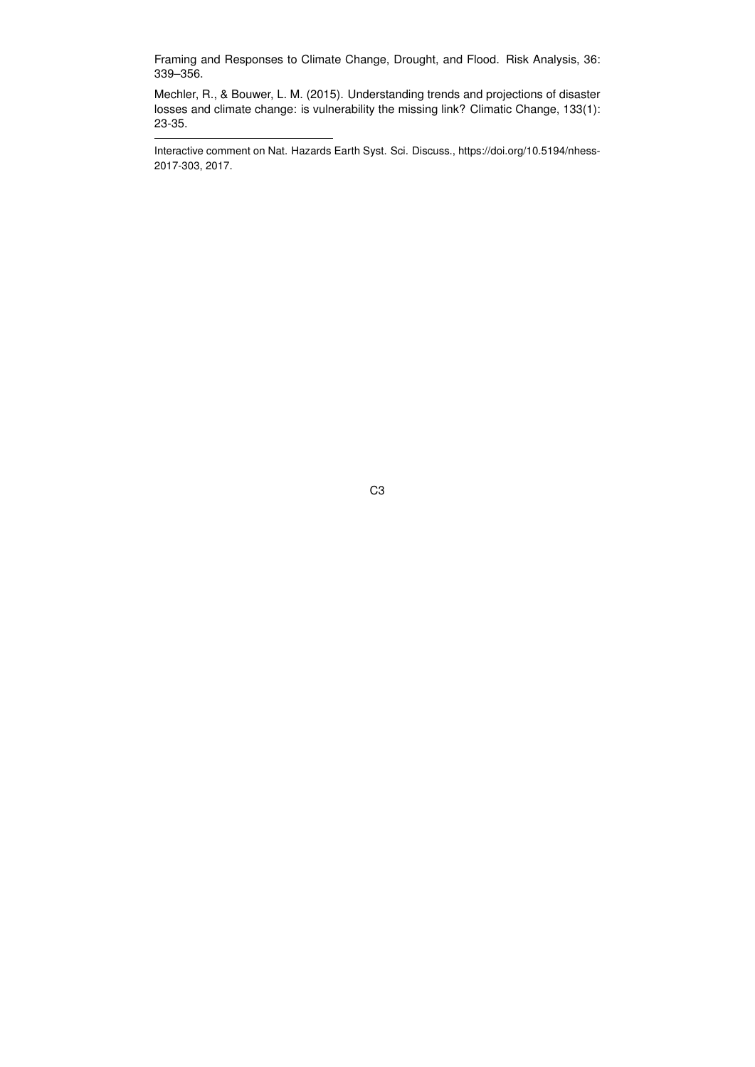Framing and Responses to Climate Change, Drought, and Flood. Risk Analysis, 36: 339–356.

Mechler, R., & Bouwer, L. M. (2015). Understanding trends and projections of disaster losses and climate change: is vulnerability the missing link? Climatic Change, 133(1): 23-35.

---

Interactive comment on Nat. Hazards Earth Syst. Sci. Discuss., https://doi.org/10.5194/nhess-2017-303, 2017.